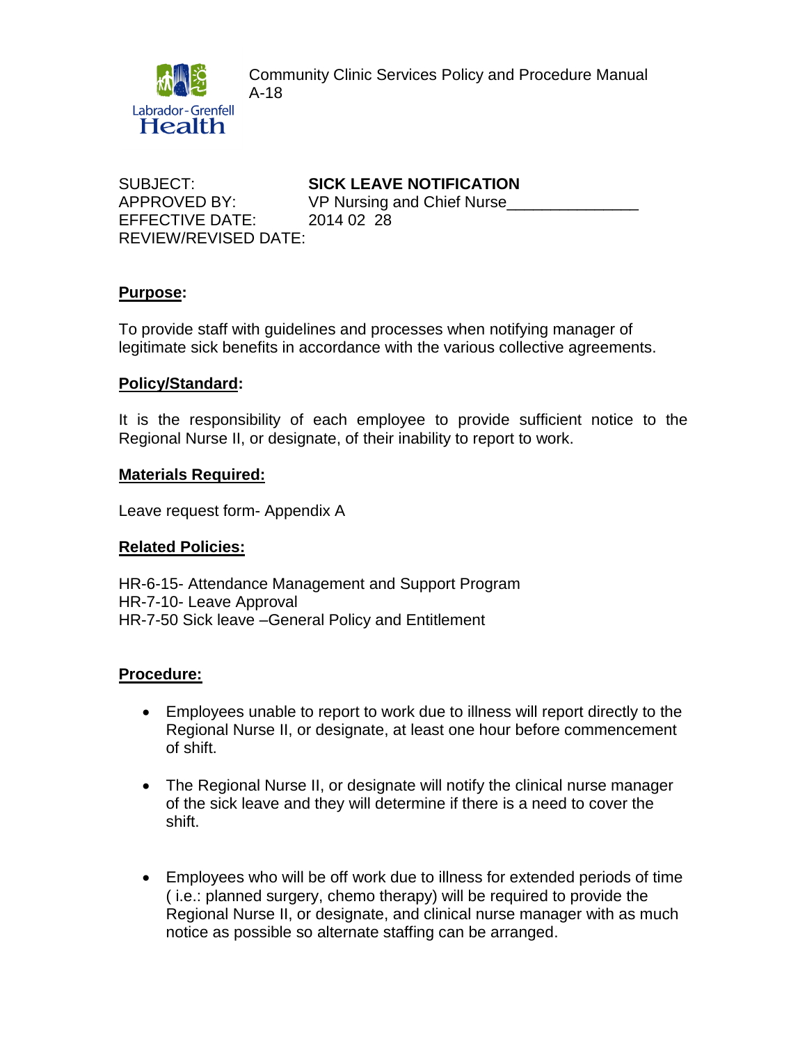Labrador-Grenfell Health

Community Clinic Services Policy and Procedure Manual
A-18

SUBJECT: **SICK LEAVE NOTIFICATION**
APPROVED BY: VP Nursing and Chief Nurse_______________
EFFECTIVE DATE: 2014 02 28
REVIEW/REVISED DATE:

## Purpose:

To provide staff with guidelines and processes when notifying manager of legitimate sick benefits in accordance with the various collective agreements.

## Policy/Standard:

It is the responsibility of each employee to provide sufficient notice to the Regional Nurse II, or designate, of their inability to report to work.

## Materials Required:

Leave request form- Appendix A

## Related Policies:

HR-6-15- Attendance Management and Support Program
HR-7-10- Leave Approval
HR-7-50 Sick leave –General Policy and Entitlement

## Procedure:

- Employees unable to report to work due to illness will report directly to the Regional Nurse II, or designate, at least one hour before commencement of shift.
- The Regional Nurse II, or designate will notify the clinical nurse manager of the sick leave and they will determine if there is a need to cover the shift.
- Employees who will be off work due to illness for extended periods of time ( i.e.: planned surgery, chemo therapy) will be required to provide the Regional Nurse II, or designate, and clinical nurse manager with as much notice as possible so alternate staffing can be arranged.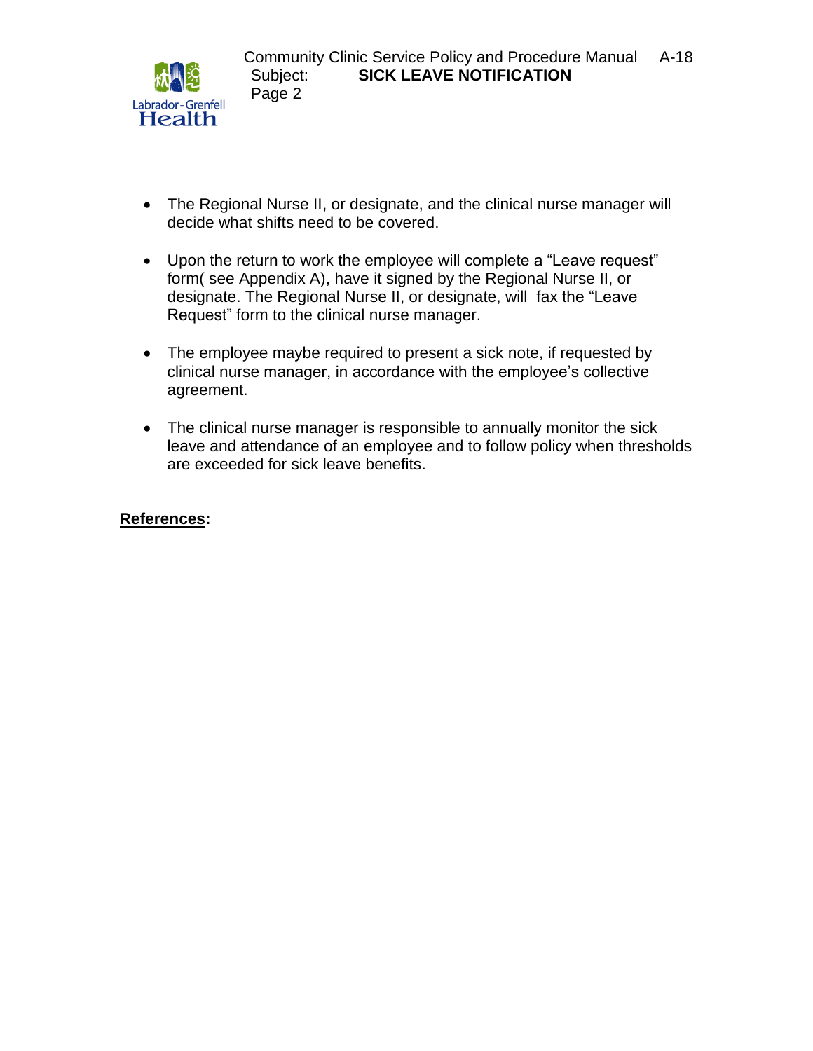- The Regional Nurse II, or designate, and the clinical nurse manager will decide what shifts need to be covered.

- Upon the return to work the employee will complete a "Leave request" form( see Appendix A), have it signed by the Regional Nurse II, or designate. The Regional Nurse II, or designate, will fax the "Leave Request" form to the clinical nurse manager.

- The employee maybe required to present a sick note, if requested by clinical nurse manager, in accordance with the employee's collective agreement.

- The clinical nurse manager is responsible to annually monitor the sick leave and attendance of an employee and to follow policy when thresholds are exceeded for sick leave benefits.

**References:**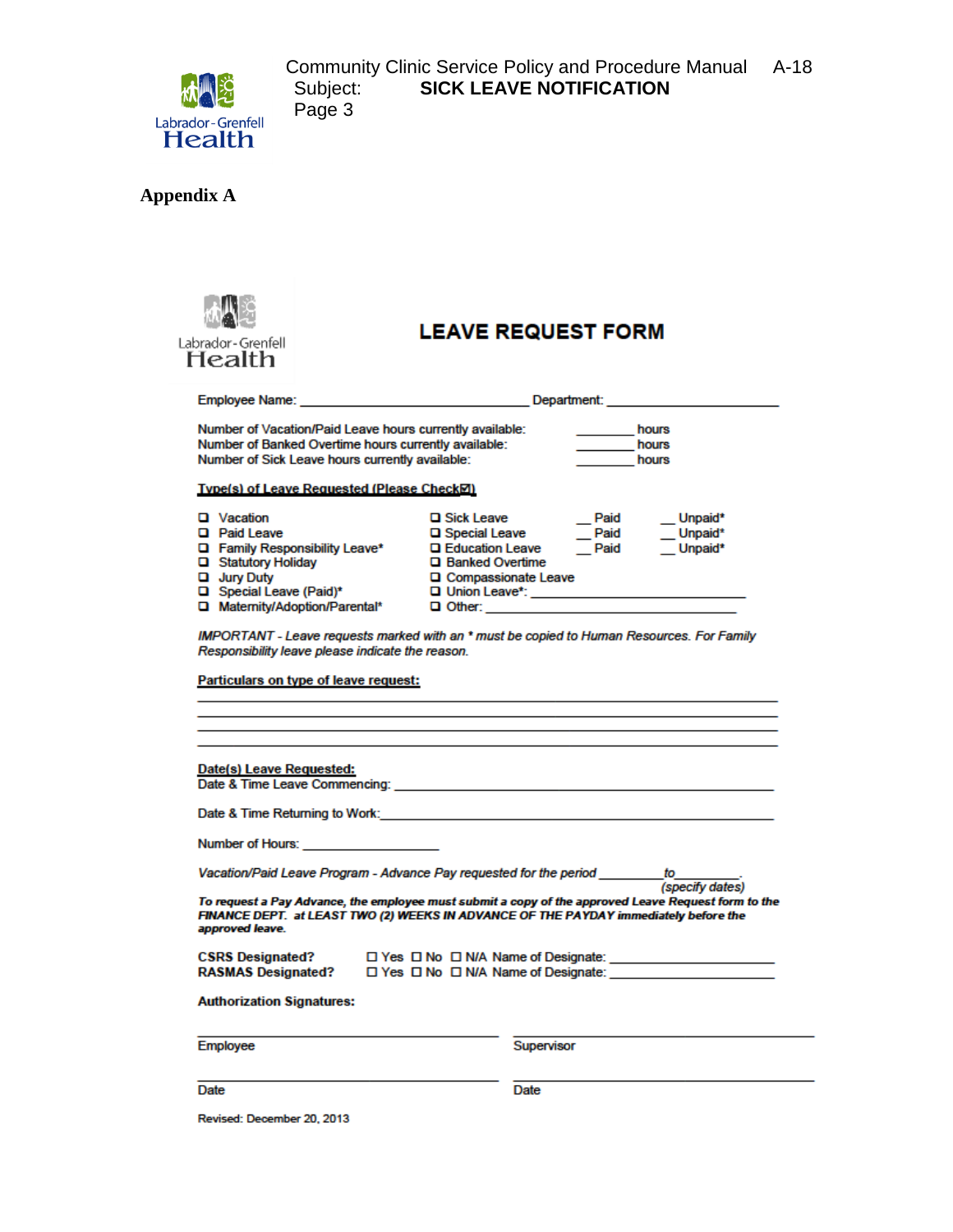## Appendix A

Labrador-Grenfell Health

# LEAVE REQUEST FORM

Employee Name: ______________________________ Department: ______________________

Number of Vacation/Paid Leave hours currently available: ________ hours
Number of Banked Overtime hours currently available: ________ hours
Number of Sick Leave hours currently available: ________ hours

**Type(s) of Leave Requested (Please Check☑)**

| | | | |
|---|---|---|---|
| ☐ Vacation | ☐ Sick Leave | __ Paid | __ Unpaid* |
| ☐ Paid Leave | ☐ Special Leave | __ Paid | __ Unpaid* |
| ☐ Family Responsibility Leave* | ☐ Education Leave | __ Paid | __ Unpaid* |
| ☐ Statutory Holiday | ☐ Banked Overtime | | |
| ☐ Jury Duty | ☐ Compassionate Leave | | |
| ☐ Special Leave (Paid)* | ☐ Union Leave*: ______________________ | | |
| ☐ Maternity/Adoption/Parental* | ☐ Other: ______________________ | | |

*IMPORTANT - Leave requests marked with an * must be copied to Human Resources. For Family Responsibility leave please indicate the reason.*

**Particulars on type of leave request:**

______________________________________________________________________
______________________________________________________________________
______________________________________________________________________
______________________________________________________________________

**Date(s) Leave Requested:**
Date & Time Leave Commencing: ______________________________________________

Date & Time Returning to Work: ______________________________________________

Number of Hours: __________________

*Vacation/Paid Leave Program - Advance Pay requested for the period ________ to ________.*
*(specify dates)*

***To request a Pay Advance, the employee must submit a copy of the approved Leave Request form to the FINANCE DEPT. at LEAST TWO (2) WEEKS IN ADVANCE OF THE PAYDAY immediately before the approved leave.***

**CSRS Designated?** ☐ Yes ☐ No ☐ N/A Name of Designate: ______________________
**RASMAS Designated?** ☐ Yes ☐ No ☐ N/A Name of Designate: ______________________

**Authorization Signatures:**

______________________________ ______________________________
Employee Supervisor

______________________________ ______________________________
Date Date

Revised: December 20, 2013